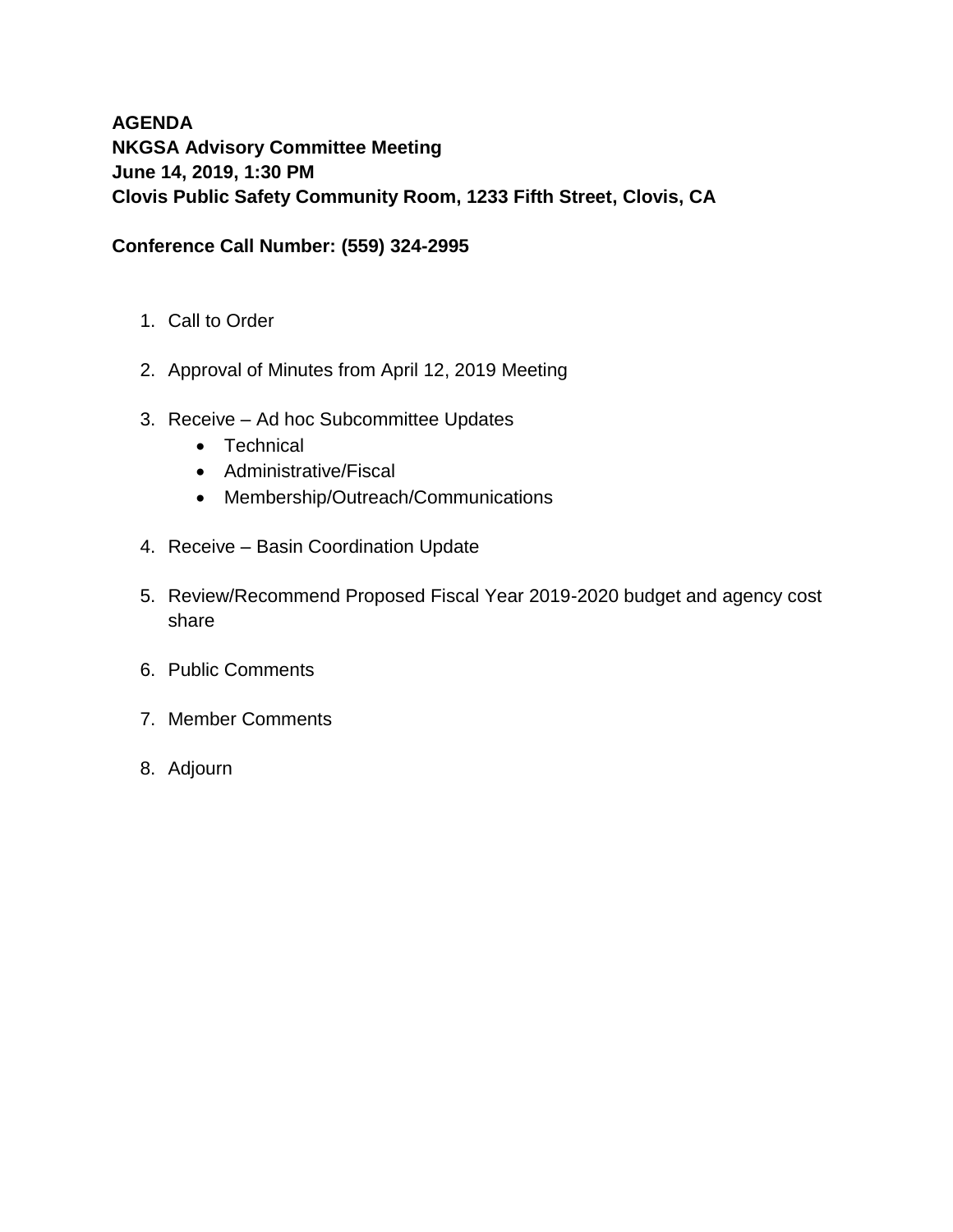**AGENDA**
**NKGSA Advisory Committee Meeting**
**June 14, 2019, 1:30 PM**
**Clovis Public Safety Community Room, 1233 Fifth Street, Clovis, CA**

**Conference Call Number: (559) 324-2995**

1. Call to Order
2. Approval of Minutes from April 12, 2019 Meeting
3. Receive – Ad hoc Subcommittee Updates
    - Technical
    - Administrative/Fiscal
    - Membership/Outreach/Communications
4. Receive – Basin Coordination Update
5. Review/Recommend Proposed Fiscal Year 2019-2020 budget and agency cost share
6. Public Comments
7. Member Comments
8. Adjourn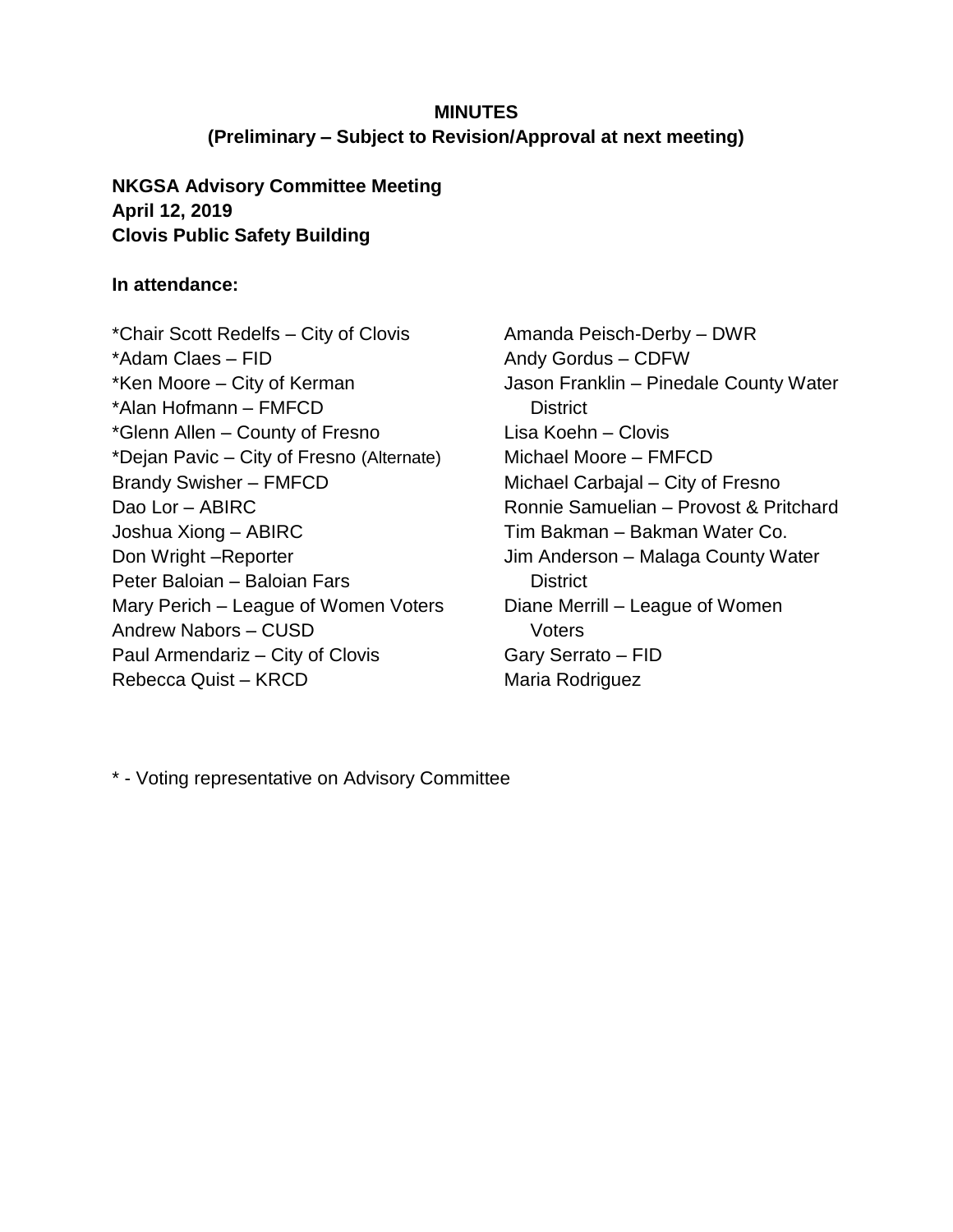**MINUTES**
**(Preliminary – Subject to Revision/Approval at next meeting)**

**NKGSA Advisory Committee Meeting**
**April 12, 2019**
**Clovis Public Safety Building**

**In attendance:**

*Chair Scott Redelfs – City of Clovis
*Adam Claes – FID
*Ken Moore – City of Kerman
*Alan Hofmann – FMFCD
*Glenn Allen – County of Fresno
*Dejan Pavic – City of Fresno (Alternate)
Brandy Swisher – FMFCD
Dao Lor – ABIRC
Joshua Xiong – ABIRC
Don Wright –Reporter
Peter Baloian – Baloian Fars
Mary Perich – League of Women Voters
Andrew Nabors – CUSD
Paul Armendariz – City of Clovis
Rebecca Quist – KRCD
Amanda Peisch-Derby – DWR
Andy Gordus – CDFW
Jason Franklin – Pinedale County Water District
Lisa Koehn – Clovis
Michael Moore – FMFCD
Michael Carbajal – City of Fresno
Ronnie Samuelian – Provost & Pritchard
Tim Bakman – Bakman Water Co.
Jim Anderson – Malaga County Water District
Diane Merrill – League of Women Voters
Gary Serrato – FID
Maria Rodriguez

* - Voting representative on Advisory Committee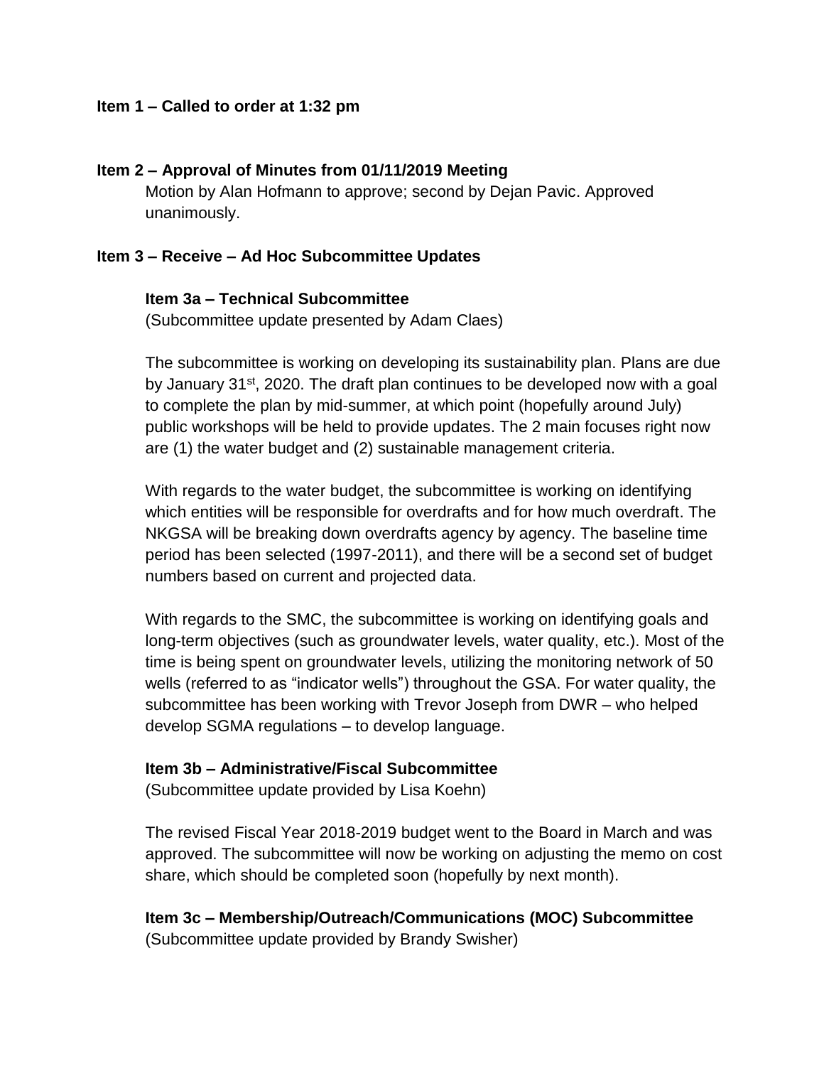**Item 1 – Called to order at 1:32 pm**

**Item 2 – Approval of Minutes from 01/11/2019 Meeting**

Motion by Alan Hofmann to approve; second by Dejan Pavic. Approved unanimously.

**Item 3 – Receive – Ad Hoc Subcommittee Updates**

**Item 3a – Technical Subcommittee**

(Subcommittee update presented by Adam Claes)

The subcommittee is working on developing its sustainability plan. Plans are due by January 31st, 2020. The draft plan continues to be developed now with a goal to complete the plan by mid-summer, at which point (hopefully around July) public workshops will be held to provide updates. The 2 main focuses right now are (1) the water budget and (2) sustainable management criteria.

With regards to the water budget, the subcommittee is working on identifying which entities will be responsible for overdrafts and for how much overdraft. The NKGSA will be breaking down overdrafts agency by agency. The baseline time period has been selected (1997-2011), and there will be a second set of budget numbers based on current and projected data.

With regards to the SMC, the subcommittee is working on identifying goals and long-term objectives (such as groundwater levels, water quality, etc.). Most of the time is being spent on groundwater levels, utilizing the monitoring network of 50 wells (referred to as "indicator wells") throughout the GSA. For water quality, the subcommittee has been working with Trevor Joseph from DWR – who helped develop SGMA regulations – to develop language.

**Item 3b – Administrative/Fiscal Subcommittee**

(Subcommittee update provided by Lisa Koehn)

The revised Fiscal Year 2018-2019 budget went to the Board in March and was approved. The subcommittee will now be working on adjusting the memo on cost share, which should be completed soon (hopefully by next month).

**Item 3c – Membership/Outreach/Communications (MOC) Subcommittee**

(Subcommittee update provided by Brandy Swisher)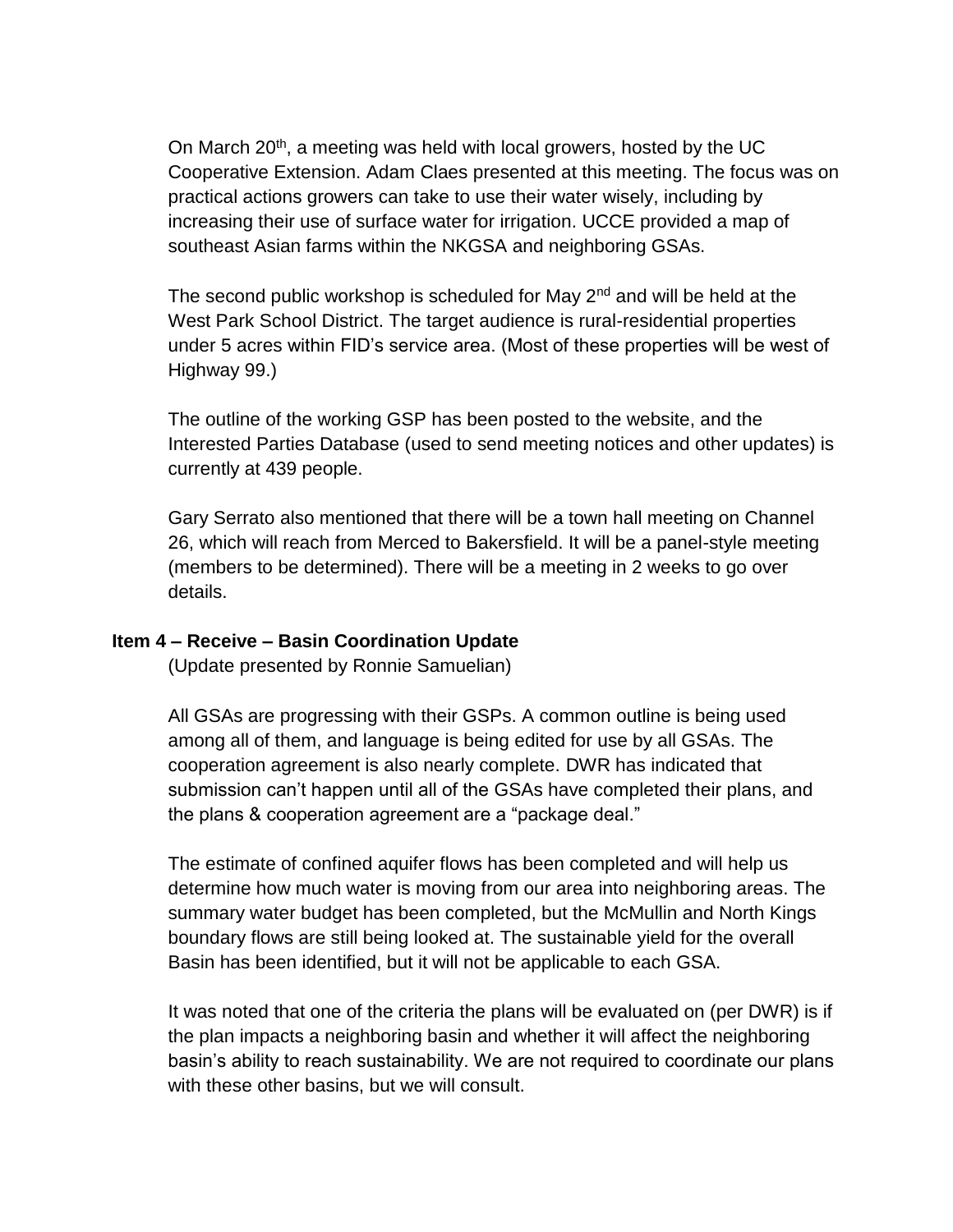On March 20th, a meeting was held with local growers, hosted by the UC Cooperative Extension. Adam Claes presented at this meeting. The focus was on practical actions growers can take to use their water wisely, including by increasing their use of surface water for irrigation. UCCE provided a map of southeast Asian farms within the NKGSA and neighboring GSAs.

The second public workshop is scheduled for May 2nd and will be held at the West Park School District. The target audience is rural-residential properties under 5 acres within FID's service area. (Most of these properties will be west of Highway 99.)

The outline of the working GSP has been posted to the website, and the Interested Parties Database (used to send meeting notices and other updates) is currently at 439 people.

Gary Serrato also mentioned that there will be a town hall meeting on Channel 26, which will reach from Merced to Bakersfield. It will be a panel-style meeting (members to be determined). There will be a meeting in 2 weeks to go over details.

**Item 4 – Receive – Basin Coordination Update**

(Update presented by Ronnie Samuelian)

All GSAs are progressing with their GSPs. A common outline is being used among all of them, and language is being edited for use by all GSAs. The cooperation agreement is also nearly complete. DWR has indicated that submission can't happen until all of the GSAs have completed their plans, and the plans & cooperation agreement are a "package deal."

The estimate of confined aquifer flows has been completed and will help us determine how much water is moving from our area into neighboring areas. The summary water budget has been completed, but the McMullin and North Kings boundary flows are still being looked at. The sustainable yield for the overall Basin has been identified, but it will not be applicable to each GSA.

It was noted that one of the criteria the plans will be evaluated on (per DWR) is if the plan impacts a neighboring basin and whether it will affect the neighboring basin's ability to reach sustainability. We are not required to coordinate our plans with these other basins, but we will consult.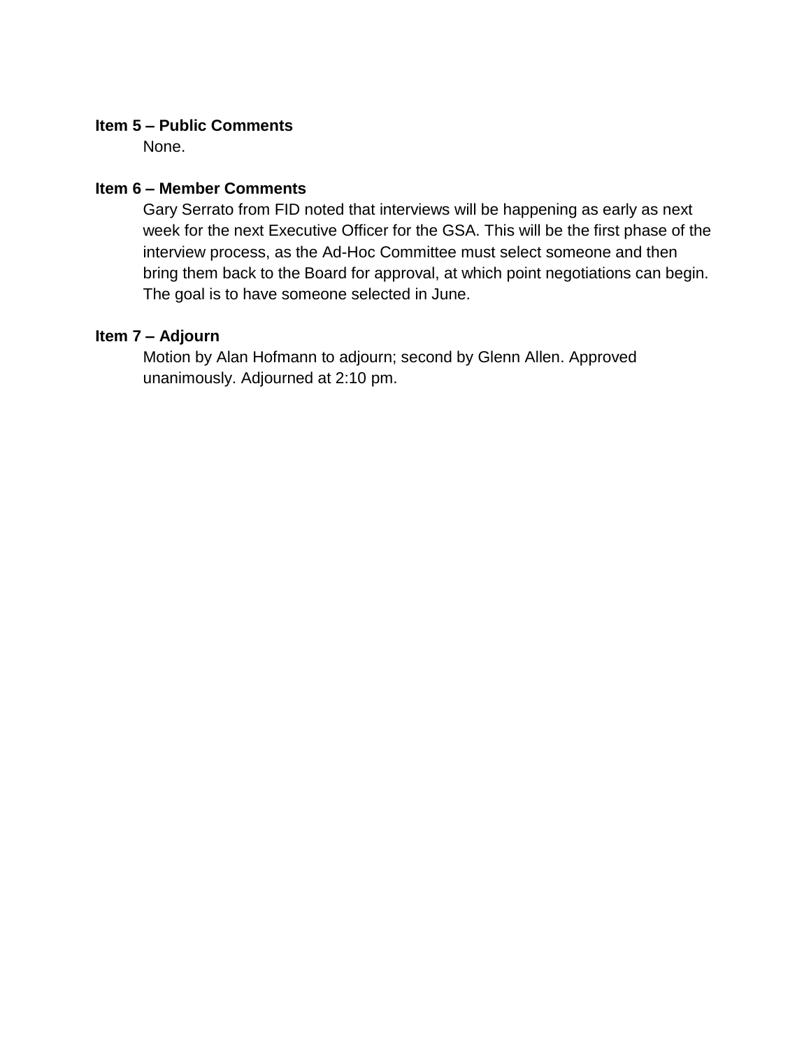**Item 5 – Public Comments**

None.

**Item 6 – Member Comments**

Gary Serrato from FID noted that interviews will be happening as early as next week for the next Executive Officer for the GSA. This will be the first phase of the interview process, as the Ad-Hoc Committee must select someone and then bring them back to the Board for approval, at which point negotiations can begin. The goal is to have someone selected in June.

**Item 7 – Adjourn**

Motion by Alan Hofmann to adjourn; second by Glenn Allen. Approved unanimously. Adjourned at 2:10 pm.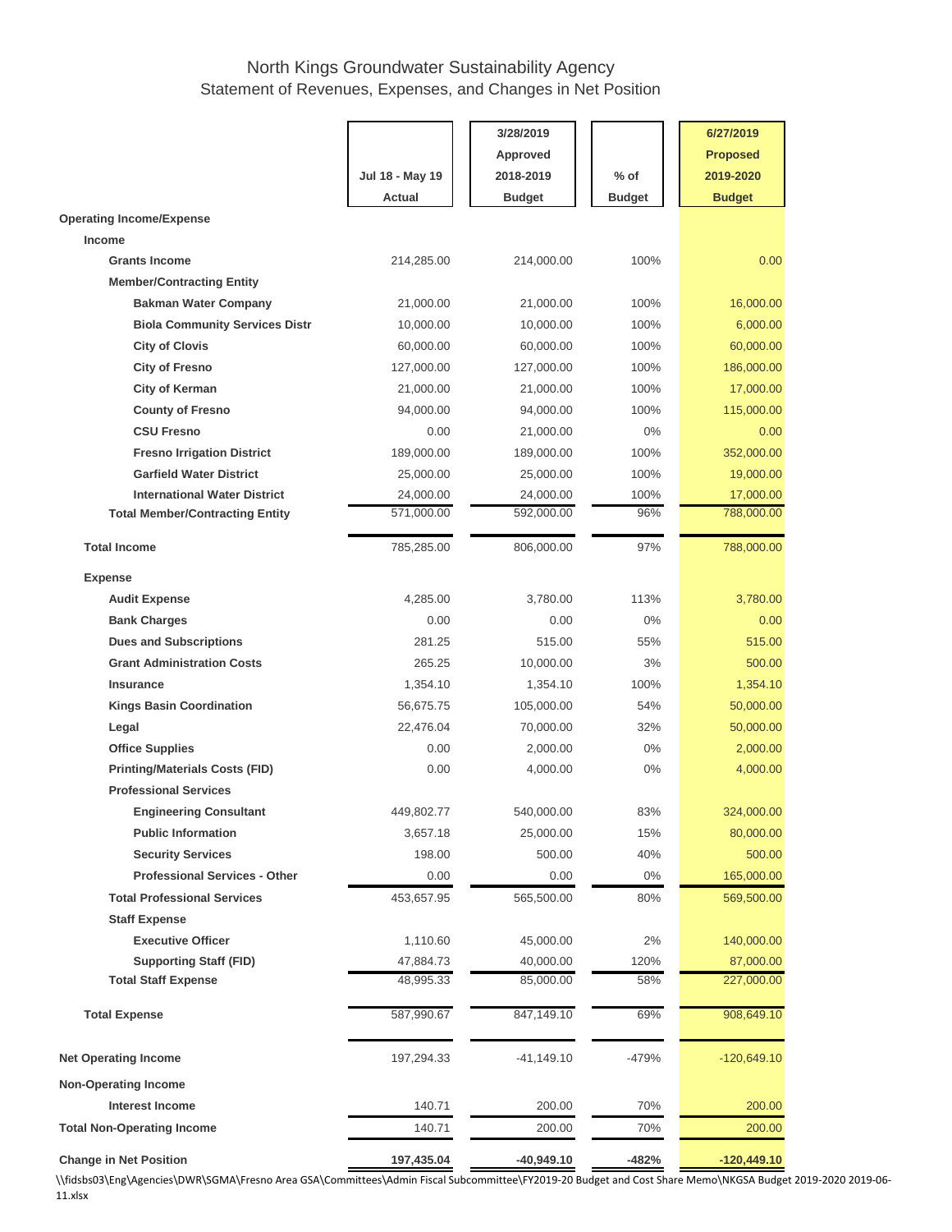# North Kings Groundwater Sustainability Agency
## Statement of Revenues, Expenses, and Changes in Net Position

| | Jul 18 - May 19 Actual | 3/28/2019 Approved 2018-2019 Budget | % of Budget | 6/27/2019 Proposed 2019-2020 Budget |
|---|---|---|---|---|
| **Operating Income/Expense** | | | | |
| **Income** | | | | |
| **Grants Income** | 214,285.00 | 214,000.00 | 100% | 0.00 |
| **Member/Contracting Entity** | | | | |
| **Bakman Water Company** | 21,000.00 | 21,000.00 | 100% | 16,000.00 |
| **Biola Community Services Distr** | 10,000.00 | 10,000.00 | 100% | 6,000.00 |
| **City of Clovis** | 60,000.00 | 60,000.00 | 100% | 60,000.00 |
| **City of Fresno** | 127,000.00 | 127,000.00 | 100% | 186,000.00 |
| **City of Kerman** | 21,000.00 | 21,000.00 | 100% | 17,000.00 |
| **County of Fresno** | 94,000.00 | 94,000.00 | 100% | 115,000.00 |
| **CSU Fresno** | 0.00 | 21,000.00 | 0% | 0.00 |
| **Fresno Irrigation District** | 189,000.00 | 189,000.00 | 100% | 352,000.00 |
| **Garfield Water District** | 25,000.00 | 25,000.00 | 100% | 19,000.00 |
| **International Water District** | 24,000.00 | 24,000.00 | 100% | 17,000.00 |
| **Total Member/Contracting Entity** | 571,000.00 | 592,000.00 | 96% | 788,000.00 |
| **Total Income** | 785,285.00 | 806,000.00 | 97% | 788,000.00 |
| **Expense** | | | | |
| **Audit Expense** | 4,285.00 | 3,780.00 | 113% | 3,780.00 |
| **Bank Charges** | 0.00 | 0.00 | 0% | 0.00 |
| **Dues and Subscriptions** | 281.25 | 515.00 | 55% | 515.00 |
| **Grant Administration Costs** | 265.25 | 10,000.00 | 3% | 500.00 |
| **Insurance** | 1,354.10 | 1,354.10 | 100% | 1,354.10 |
| **Kings Basin Coordination** | 56,675.75 | 105,000.00 | 54% | 50,000.00 |
| **Legal** | 22,476.04 | 70,000.00 | 32% | 50,000.00 |
| **Office Supplies** | 0.00 | 2,000.00 | 0% | 2,000.00 |
| **Printing/Materials Costs (FID)** | 0.00 | 4,000.00 | 0% | 4,000.00 |
| **Professional Services** | | | | |
| **Engineering Consultant** | 449,802.77 | 540,000.00 | 83% | 324,000.00 |
| **Public Information** | 3,657.18 | 25,000.00 | 15% | 80,000.00 |
| **Security Services** | 198.00 | 500.00 | 40% | 500.00 |
| **Professional Services - Other** | 0.00 | 0.00 | 0% | 165,000.00 |
| **Total Professional Services** | 453,657.95 | 565,500.00 | 80% | 569,500.00 |
| **Staff Expense** | | | | |
| **Executive Officer** | 1,110.60 | 45,000.00 | 2% | 140,000.00 |
| **Supporting Staff (FID)** | 47,884.73 | 40,000.00 | 120% | 87,000.00 |
| **Total Staff Expense** | 48,995.33 | 85,000.00 | 58% | 227,000.00 |
| **Total Expense** | 587,990.67 | 847,149.10 | 69% | 908,649.10 |
| **Net Operating Income** | 197,294.33 | -41,149.10 | -479% | -120,649.10 |
| **Non-Operating Income** | | | | |
| **Interest Income** | 140.71 | 200.00 | 70% | 200.00 |
| **Total Non-Operating Income** | 140.71 | 200.00 | 70% | 200.00 |
| **Change in Net Position** | **197,435.04** | **-40,949.10** | **-482%** | **-120,449.10** |

\\fidsbs03\Eng\Agencies\DWR\SGMA\Fresno Area GSA\Committees\Admin Fiscal Subcommittee\FY2019-20 Budget and Cost Share Memo\NKGSA Budget 2019-2020 2019-06-11.xlsx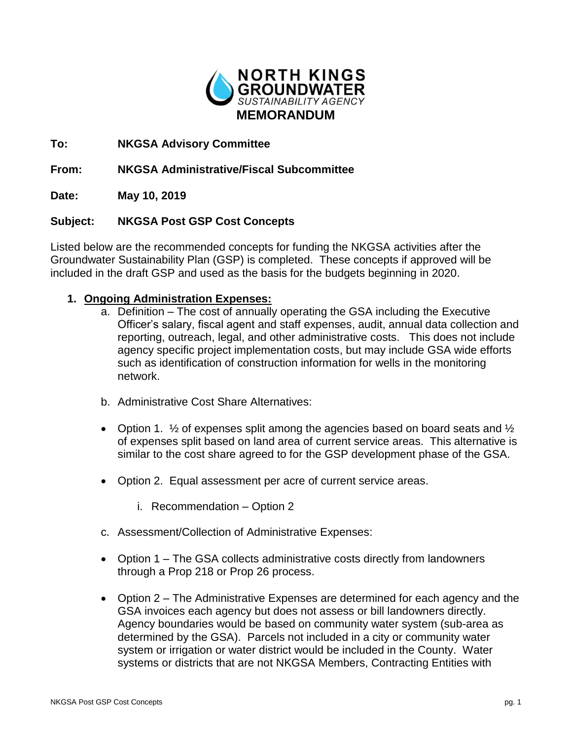# NORTH KINGS GROUNDWATER SUSTAINABILITY AGENCY

## MEMORANDUM

**To:** **NKGSA Advisory Committee**

**From:** **NKGSA Administrative/Fiscal Subcommittee**

**Date:** **May 10, 2019**

**Subject:** **NKGSA Post GSP Cost Concepts**

Listed below are the recommended concepts for funding the NKGSA activities after the Groundwater Sustainability Plan (GSP) is completed. These concepts if approved will be included in the draft GSP and used as the basis for the budgets beginning in 2020.

1. **Ongoing Administration Expenses:**
   a. Definition – The cost of annually operating the GSA including the Executive Officer's salary, fiscal agent and staff expenses, audit, annual data collection and reporting, outreach, legal, and other administrative costs. This does not include agency specific project implementation costs, but may include GSA wide efforts such as identification of construction information for wells in the monitoring network.

   b. Administrative Cost Share Alternatives:

   - Option 1. ½ of expenses split among the agencies based on board seats and ½ of expenses split based on land area of current service areas. This alternative is similar to the cost share agreed to for the GSP development phase of the GSA.

   - Option 2. Equal assessment per acre of current service areas.

      i. Recommendation – Option 2

   c. Assessment/Collection of Administrative Expenses:

   - Option 1 – The GSA collects administrative costs directly from landowners through a Prop 218 or Prop 26 process.

   - Option 2 – The Administrative Expenses are determined for each agency and the GSA invoices each agency but does not assess or bill landowners directly. Agency boundaries would be based on community water system (sub-area as determined by the GSA). Parcels not included in a city or community water system or irrigation or water district would be included in the County. Water systems or districts that are not NKGSA Members, Contracting Entities with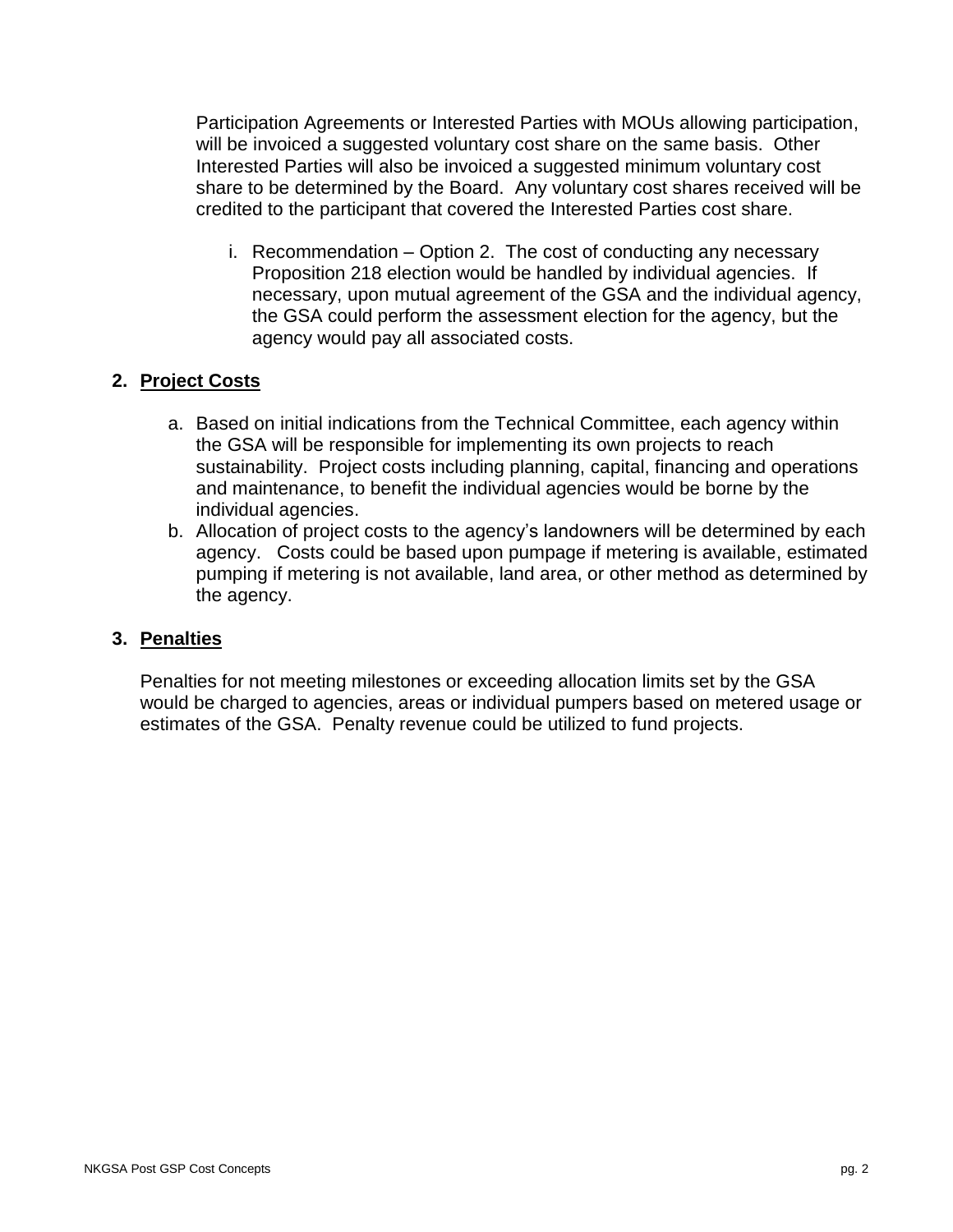Participation Agreements or Interested Parties with MOUs allowing participation, will be invoiced a suggested voluntary cost share on the same basis. Other Interested Parties will also be invoiced a suggested minimum voluntary cost share to be determined by the Board. Any voluntary cost shares received will be credited to the participant that covered the Interested Parties cost share.

i. Recommendation – Option 2. The cost of conducting any necessary Proposition 218 election would be handled by individual agencies. If necessary, upon mutual agreement of the GSA and the individual agency, the GSA could perform the assessment election for the agency, but the agency would pay all associated costs.

## 2. Project Costs

a. Based on initial indications from the Technical Committee, each agency within the GSA will be responsible for implementing its own projects to reach sustainability. Project costs including planning, capital, financing and operations and maintenance, to benefit the individual agencies would be borne by the individual agencies.

b. Allocation of project costs to the agency's landowners will be determined by each agency. Costs could be based upon pumpage if metering is available, estimated pumping if metering is not available, land area, or other method as determined by the agency.

## 3. Penalties

Penalties for not meeting milestones or exceeding allocation limits set by the GSA would be charged to agencies, areas or individual pumpers based on metered usage or estimates of the GSA. Penalty revenue could be utilized to fund projects.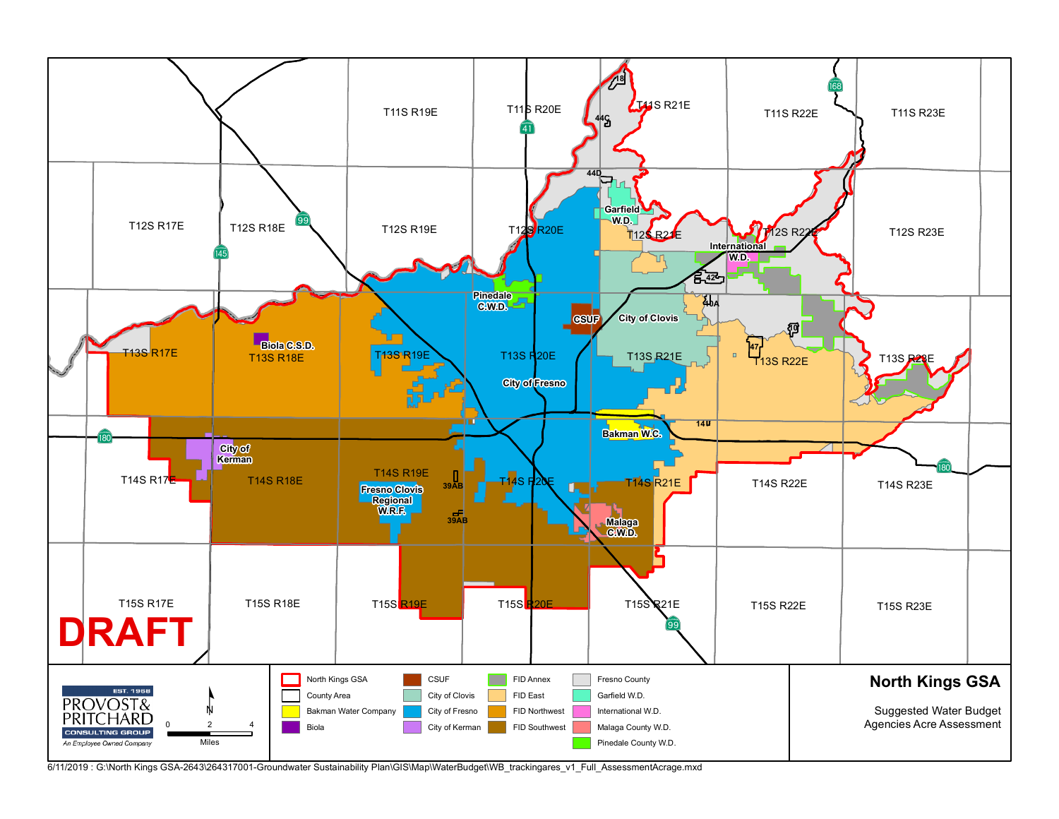# North Kings GSA

Suggested Water Budget
Agencies Acre Assessment

DRAFT

| Legend | | | |
|---|---|---|---|
| North Kings GSA | CSUF | FID Annex | Fresno County |
| County Area | City of Clovis | FID East | Garfield W.D. |
| Bakman Water Company | City of Fresno | FID Northwest | International W.D. |
| Biola | City of Kerman | FID Southwest | Malaga County W.D. |
| | | | Pinedale County W.D. |

T11S R19E, T11S R20E, T11S R21E, T11S R22E, T11S R23E
T12S R17E, T12S R18E, T12S R19E, T12S R20E, T12S R21E, T12S R22E, T12S R23E
T13S R17E, T13S R18E, T13S R19E, T13S R20E, T13S R21E, T13S R22E, T13S R23E
T14S R17E, T14S R18E, T14S R19E, T14S R20E, T14S R21E, T14S R22E, T14S R23E
T15S R17E, T15S R18E, T15S R19E, T15S R20E, T15S R21E, T15S R22E, T15S R23E

Garfield W.D., International W.D., Pinedale C.W.D., CSUF, City of Clovis, Biola C.S.D., City of Fresno, Bakman W.C., City of Kerman, Fresno Clovis Regional W.R.F., Malaga C.W.D.

18, 44C, 44D, 42, 40A, 10, 47, 14, 39AB

PROVOST & PRITCHARD CONSULTING GROUP
EST. 1968
An Employee Owned Company

N

0 2 4
Miles

6/11/2019 : G:\North Kings GSA-2643\264317001-Groundwater Sustainability Plan\GIS\Map\WaterBudget\WB_trackingares_v1_Full_AssessmentAcrage.mxd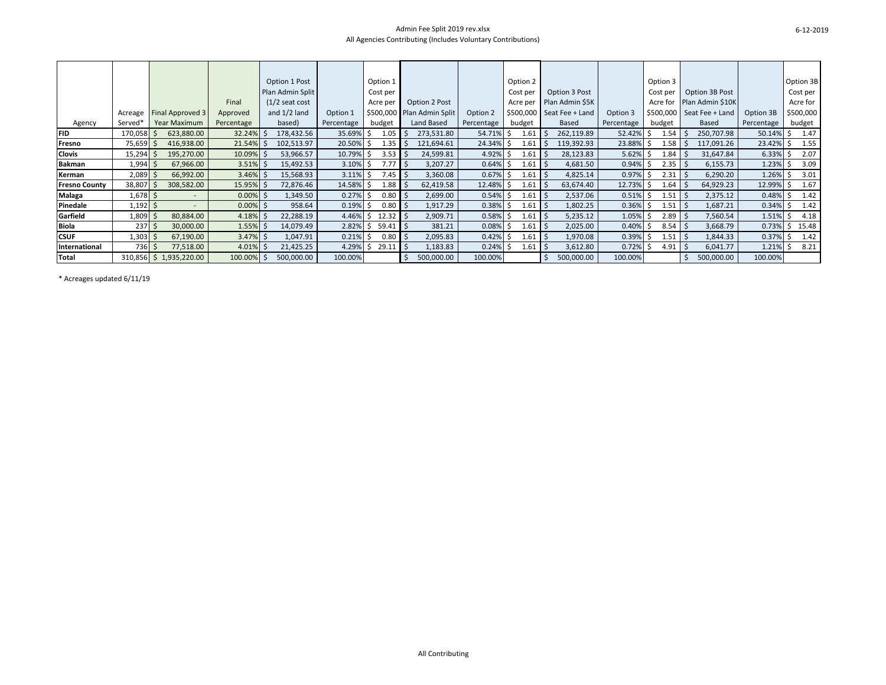Admin Fee Split 2019 rev.xlsx

All Agencies Contributing (Includes Voluntary Contributions)

6-12-2019

| Agency | Acreage Served* | Final Approved 3 Year Maximum | Final Approved Percentage | Option 1 Post Plan Admin Split (1/2 seat cost and 1/2 land based) | Option 1 Percentage | Option 1 Cost per Acre per $500,000 budget | Option 2 Post Plan Admin Split Land Based | Option 2 Percentage | Option 2 Cost per Acre per $500,000 budget | Option 3 Post Plan Admin $5K Seat Fee + Land Based | Option 3 Percentage | Option 3 Cost per Acre for $500,000 budget | Option 3B Post Plan Admin $10K Seat Fee + Land Based | Option 3B Percentage | Option 3B Cost per Acre for $500,000 budget |
|---|---|---|---|---|---|---|---|---|---|---|---|---|---|---|---|
| **FID** | 170,058 | $ 623,880.00 | 32.24% | $ 178,432.56 | 35.69% | $ 1.05 | $ 273,531.80 | 54.71% | $ 1.61 | $ 262,119.89 | 52.42% | $ 1.54 | $ 250,707.98 | 50.14% | $ 1.47 |
| **Fresno** | 75,659 | $ 416,938.00 | 21.54% | $ 102,513.97 | 20.50% | $ 1.35 | $ 121,694.61 | 24.34% | $ 1.61 | $ 119,392.93 | 23.88% | $ 1.58 | $ 117,091.26 | 23.42% | $ 1.55 |
| **Clovis** | 15,294 | $ 195,270.00 | 10.09% | $ 53,966.57 | 10.79% | $ 3.53 | $ 24,599.81 | 4.92% | $ 1.61 | $ 28,123.83 | 5.62% | $ 1.84 | $ 31,647.84 | 6.33% | $ 2.07 |
| **Bakman** | 1,994 | $ 67,966.00 | 3.51% | $ 15,492.53 | 3.10% | $ 7.77 | $ 3,207.27 | 0.64% | $ 1.61 | $ 4,681.50 | 0.94% | $ 2.35 | $ 6,155.73 | 1.23% | $ 3.09 |
| **Kerman** | 2,089 | $ 66,992.00 | 3.46% | $ 15,568.93 | 3.11% | $ 7.45 | $ 3,360.08 | 0.67% | $ 1.61 | $ 4,825.14 | 0.97% | $ 2.31 | $ 6,290.20 | 1.26% | $ 3.01 |
| **Fresno County** | 38,807 | $ 308,582.00 | 15.95% | $ 72,876.46 | 14.58% | $ 1.88 | $ 62,419.58 | 12.48% | $ 1.61 | $ 63,674.40 | 12.73% | $ 1.64 | $ 64,929.23 | 12.99% | $ 1.67 |
| **Malaga** | 1,678 | $ - | 0.00% | $ 1,349.50 | 0.27% | $ 0.80 | $ 2,699.00 | 0.54% | $ 1.61 | $ 2,537.06 | 0.51% | $ 1.51 | $ 2,375.12 | 0.48% | $ 1.42 |
| **Pinedale** | 1,192 | $ - | 0.00% | $ 958.64 | 0.19% | $ 0.80 | $ 1,917.29 | 0.38% | $ 1.61 | $ 1,802.25 | 0.36% | $ 1.51 | $ 1,687.21 | 0.34% | $ 1.42 |
| **Garfield** | 1,809 | $ 80,884.00 | 4.18% | $ 22,288.19 | 4.46% | $ 12.32 | $ 2,909.71 | 0.58% | $ 1.61 | $ 5,235.12 | 1.05% | $ 2.89 | $ 7,560.54 | 1.51% | $ 4.18 |
| **Biola** | 237 | $ 30,000.00 | 1.55% | $ 14,079.49 | 2.82% | $ 59.41 | $ 381.21 | 0.08% | $ 1.61 | $ 2,025.00 | 0.40% | $ 8.54 | $ 3,668.79 | 0.73% | $ 15.48 |
| **CSUF** | 1,303 | $ 67,190.00 | 3.47% | $ 1,047.91 | 0.21% | $ 0.80 | $ 2,095.83 | 0.42% | $ 1.61 | $ 1,970.08 | 0.39% | $ 1.51 | $ 1,844.33 | 0.37% | $ 1.42 |
| **International** | 736 | $ 77,518.00 | 4.01% | $ 21,425.25 | 4.29% | $ 29.11 | $ 1,183.83 | 0.24% | $ 1.61 | $ 3,612.80 | 0.72% | $ 4.91 | $ 6,041.77 | 1.21% | $ 8.21 |
| **Total** | 310,856 | $ 1,935,220.00 | 100.00% | $ 500,000.00 | 100.00% | | $ 500,000.00 | 100.00% | | $ 500,000.00 | 100.00% | | $ 500,000.00 | 100.00% | |

* Acreages updated 6/11/19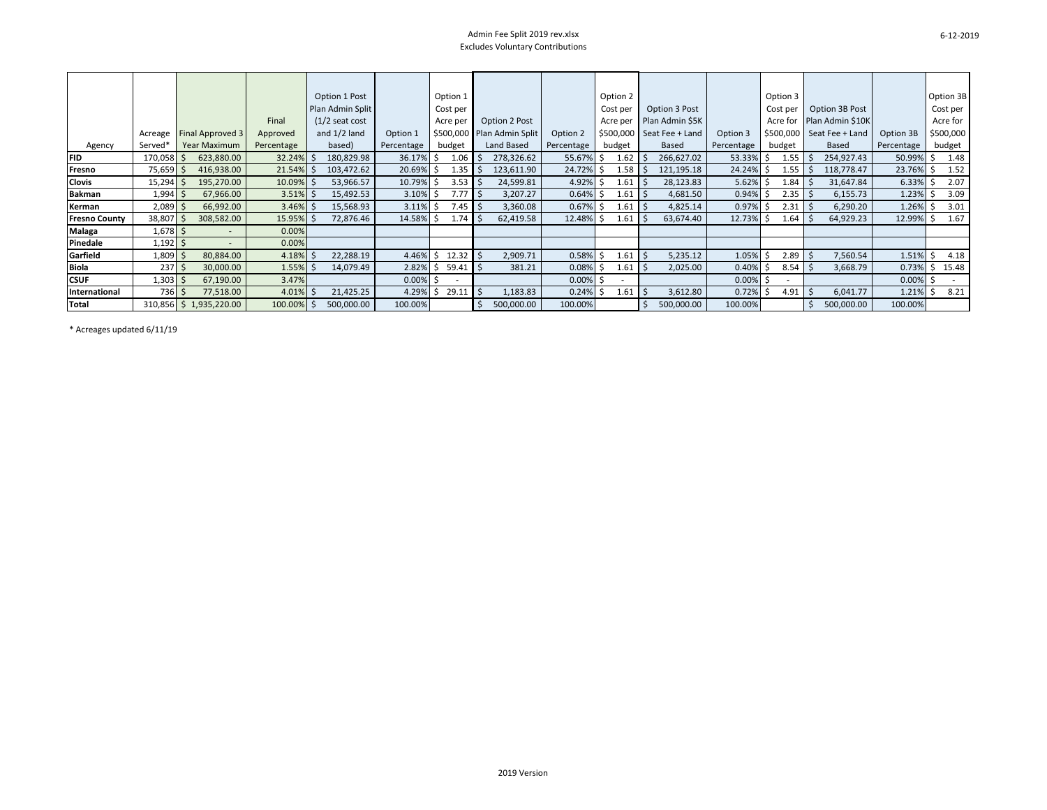Admin Fee Split 2019 rev.xlsx

Excludes Voluntary Contributions

6-12-2019

| Agency | Acreage Served* | Final Approved 3 Year Maximum | Final Approved Percentage | Option 1 Post Plan Admin Split (1/2 seat cost and 1/2 land based) | Option 1 Percentage | Option 1 Cost per Acre per $500,000 budget | Option 2 Post Plan Admin Split Land Based | Option 2 Percentage | Option 2 Cost per Acre per $500,000 budget | Option 3 Post Plan Admin $5K Seat Fee + Land Based | Option 3 Percentage | Option 3 Cost per Acre for $500,000 budget | Option 3B Post Plan Admin $10K Seat Fee + Land Based | Option 3B Percentage | Option 3B Cost per Acre for $500,000 budget |
|---|---|---|---|---|---|---|---|---|---|---|---|---|---|---|---|
| **FID** | 170,058 | $ 623,880.00 | 32.24% | $ 180,829.98 | 36.17% | $ 1.06 | $ 278,326.62 | 55.67% | $ 1.62 | $ 266,627.02 | 53.33% | $ 1.55 | $ 254,927.43 | 50.99% | $ 1.48 |
| **Fresno** | 75,659 | $ 416,938.00 | 21.54% | $ 103,472.62 | 20.69% | $ 1.35 | $ 123,611.90 | 24.72% | $ 1.58 | $ 121,195.18 | 24.24% | $ 1.55 | $ 118,778.47 | 23.76% | $ 1.52 |
| **Clovis** | 15,294 | $ 195,270.00 | 10.09% | $ 53,966.57 | 10.79% | $ 3.53 | $ 24,599.81 | 4.92% | $ 1.61 | $ 28,123.83 | 5.62% | $ 1.84 | $ 31,647.84 | 6.33% | $ 2.07 |
| **Bakman** | 1,994 | $ 67,966.00 | 3.51% | $ 15,492.53 | 3.10% | $ 7.77 | $ 3,207.27 | 0.64% | $ 1.61 | $ 4,681.50 | 0.94% | $ 2.35 | $ 6,155.73 | 1.23% | $ 3.09 |
| **Kerman** | 2,089 | $ 66,992.00 | 3.46% | $ 15,568.93 | 3.11% | $ 7.45 | $ 3,360.08 | 0.67% | $ 1.61 | $ 4,825.14 | 0.97% | $ 2.31 | $ 6,290.20 | 1.26% | $ 3.01 |
| **Fresno County** | 38,807 | $ 308,582.00 | 15.95% | $ 72,876.46 | 14.58% | $ 1.74 | $ 62,419.58 | 12.48% | $ 1.61 | $ 63,674.40 | 12.73% | $ 1.64 | $ 64,929.23 | 12.99% | $ 1.67 |
| **Malaga** | 1,678 | $ - | 0.00% | | | | | | | | | | | | |
| **Pinedale** | 1,192 | $ - | 0.00% | | | | | | | | | | | | |
| **Garfield** | 1,809 | $ 80,884.00 | 4.18% | $ 22,288.19 | 4.46% | $ 12.32 | $ 2,909.71 | 0.58% | $ 1.61 | $ 5,235.12 | 1.05% | $ 2.89 | $ 7,560.54 | 1.51% | $ 4.18 |
| **Biola** | 237 | $ 30,000.00 | 1.55% | $ 14,079.49 | 2.82% | $ 59.41 | $ 381.21 | 0.08% | $ 1.61 | $ 2,025.00 | 0.40% | $ 8.54 | $ 3,668.79 | 0.73% | $ 15.48 |
| **CSUF** | 1,303 | $ 67,190.00 | 3.47% | | 0.00% | $ - | | 0.00% | $ - | | 0.00% | $ - | | 0.00% | $ - |
| **International** | 736 | $ 77,518.00 | 4.01% | $ 21,425.25 | 4.29% | $ 29.11 | $ 1,183.83 | 0.24% | $ 1.61 | $ 3,612.80 | 0.72% | $ 4.91 | $ 6,041.77 | 1.21% | $ 8.21 |
| **Total** | 310,856 | $ 1,935,220.00 | 100.00% | $ 500,000.00 | 100.00% | | $ 500,000.00 | 100.00% | | $ 500,000.00 | 100.00% | | $ 500,000.00 | 100.00% | |

* Acreages updated 6/11/19

2019 Version